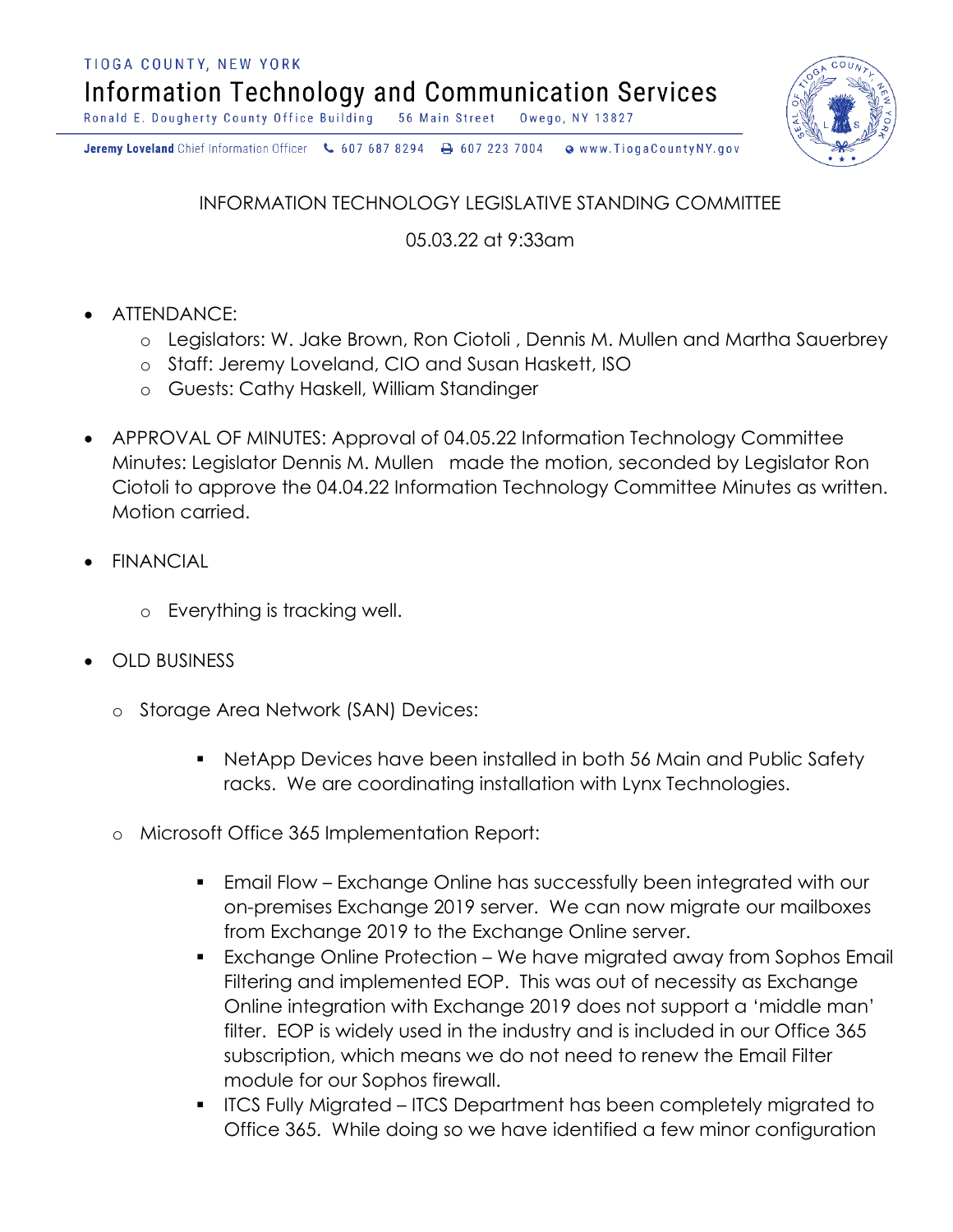TIOGA COUNTY, NEW YORK

Information Technology and Communication Services

Ronald E. Dougherty County Office Building 56 Main Street Owego, NY 13827

**Jeremy Loveland** Chief Information Officer 607 687 8294 607 223 7004 www.TiogaCountyNY.gov

INFORMATION TECHNOLOGY LEGISLATIVE STANDING COMMITTEE

05.03.22 at 9:33am

- ATTENDANCE:
  - Legislators: W. Jake Brown, Ron Ciotoli , Dennis M. Mullen and Martha Sauerbrey
  - Staff: Jeremy Loveland, CIO and Susan Haskett, ISO
  - Guests: Cathy Haskell, William Standinger
- APPROVAL OF MINUTES: Approval of 04.05.22 Information Technology Committee Minutes: Legislator Dennis M. Mullen made the motion, seconded by Legislator Ron Ciotoli to approve the 04.04.22 Information Technology Committee Minutes as written. Motion carried.
- FINANCIAL
  - Everything is tracking well.
- OLD BUSINESS
  - Storage Area Network (SAN) Devices:
    - NetApp Devices have been installed in both 56 Main and Public Safety racks. We are coordinating installation with Lynx Technologies.
  - Microsoft Office 365 Implementation Report:
    - Email Flow – Exchange Online has successfully been integrated with our on-premises Exchange 2019 server. We can now migrate our mailboxes from Exchange 2019 to the Exchange Online server.
    - Exchange Online Protection – We have migrated away from Sophos Email Filtering and implemented EOP. This was out of necessity as Exchange Online integration with Exchange 2019 does not support a 'middle man' filter. EOP is widely used in the industry and is included in our Office 365 subscription, which means we do not need to renew the Email Filter module for our Sophos firewall.
    - ITCS Fully Migrated – ITCS Department has been completely migrated to Office 365. While doing so we have identified a few minor configuration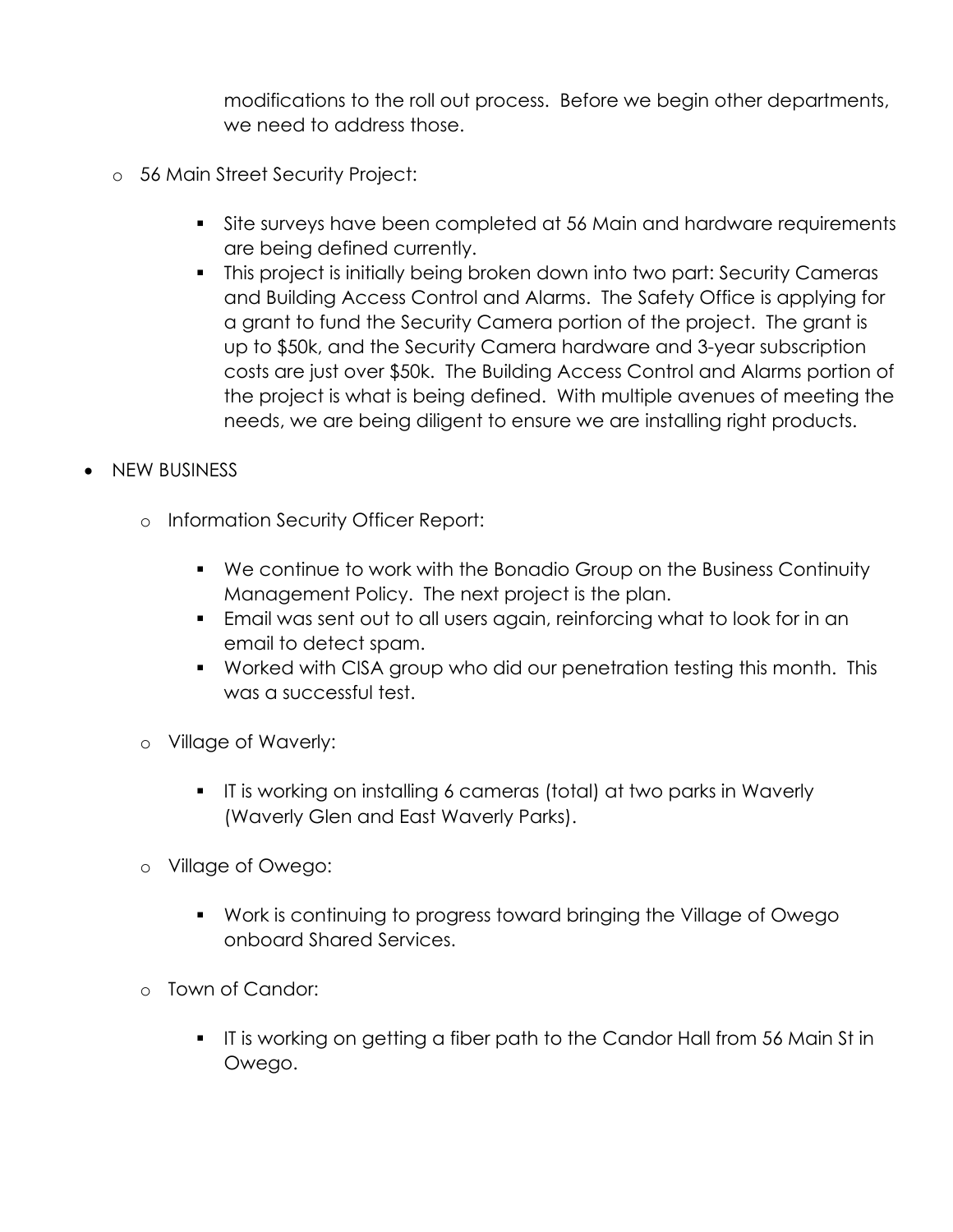modifications to the roll out process. Before we begin other departments, we need to address those.

- 56 Main Street Security Project:
    - Site surveys have been completed at 56 Main and hardware requirements are being defined currently.
    - This project is initially being broken down into two part: Security Cameras and Building Access Control and Alarms. The Safety Office is applying for a grant to fund the Security Camera portion of the project. The grant is up to $50k, and the Security Camera hardware and 3-year subscription costs are just over $50k. The Building Access Control and Alarms portion of the project is what is being defined. With multiple avenues of meeting the needs, we are being diligent to ensure we are installing right products.

- NEW BUSINESS
    - Information Security Officer Report:
        - We continue to work with the Bonadio Group on the Business Continuity Management Policy. The next project is the plan.
        - Email was sent out to all users again, reinforcing what to look for in an email to detect spam.
        - Worked with CISA group who did our penetration testing this month. This was a successful test.
    - Village of Waverly:
        - IT is working on installing 6 cameras (total) at two parks in Waverly (Waverly Glen and East Waverly Parks).
    - Village of Owego:
        - Work is continuing to progress toward bringing the Village of Owego onboard Shared Services.
    - Town of Candor:
        - IT is working on getting a fiber path to the Candor Hall from 56 Main St in Owego.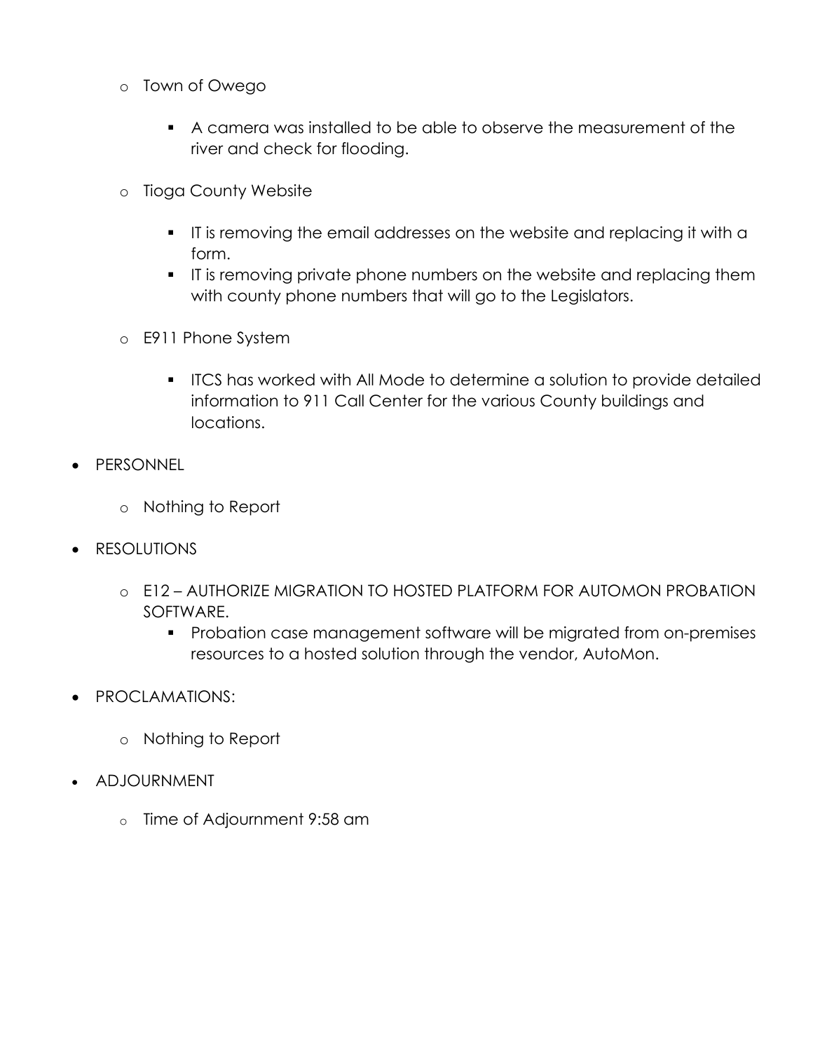- Town of Owego
  - A camera was installed to be able to observe the measurement of the river and check for flooding.
- Tioga County Website
  - IT is removing the email addresses on the website and replacing it with a form.
  - IT is removing private phone numbers on the website and replacing them with county phone numbers that will go to the Legislators.
- E911 Phone System
  - ITCS has worked with All Mode to determine a solution to provide detailed information to 911 Call Center for the various County buildings and locations.

- PERSONNEL
  - Nothing to Report
- RESOLUTIONS
  - E12 – AUTHORIZE MIGRATION TO HOSTED PLATFORM FOR AUTOMON PROBATION SOFTWARE.
    - Probation case management software will be migrated from on-premises resources to a hosted solution through the vendor, AutoMon.
- PROCLAMATIONS:
  - Nothing to Report
- ADJOURNMENT
  - Time of Adjournment 9:58 am